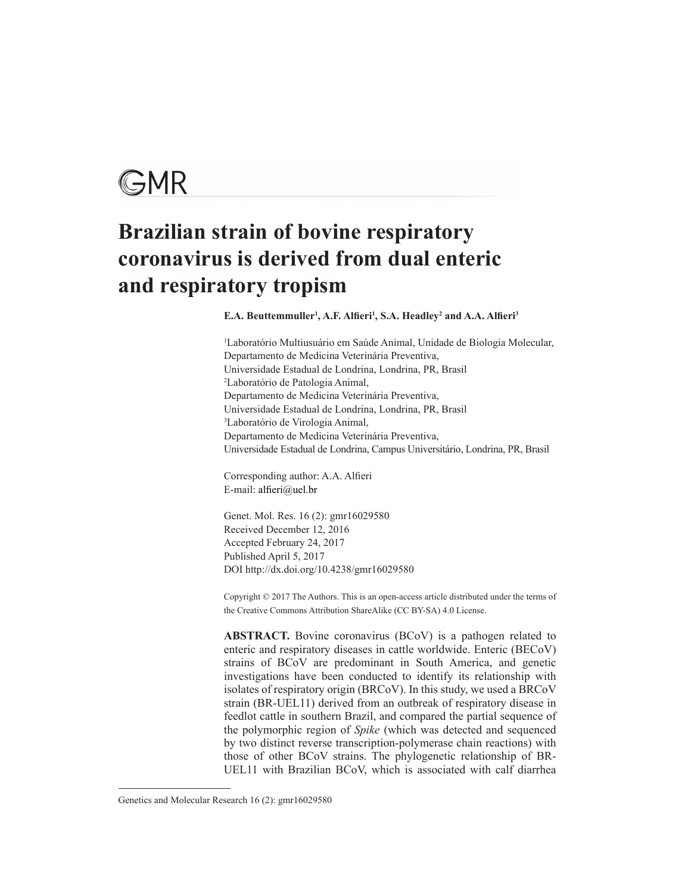GMR

# Brazilian strain of bovine respiratory coronavirus is derived from dual enteric and respiratory tropism

**E.A. Beuttemmuller[1], A.F. Alfieri[1], S.A. Headley[2] and A.A. Alfieri[3]**

[1]Laboratório Multiusuário em Saúde Animal, Unidade de Biologia Molecular, Departamento de Medicina Veterinária Preventiva, Universidade Estadual de Londrina, Londrina, PR, Brasil
[2]Laboratório de Patologia Animal, Departamento de Medicina Veterinária Preventiva, Universidade Estadual de Londrina, Londrina, PR, Brasil
[3]Laboratório de Virologia Animal, Departamento de Medicina Veterinária Preventiva, Universidade Estadual de Londrina, Campus Universitário, Londrina, PR, Brasil

Corresponding author: A.A. Alfieri
E-mail: alfieri@uel.br

Genet. Mol. Res. 16 (2): gmr16029580
Received December 12, 2016
Accepted February 24, 2017
Published April 5, 2017
DOI http://dx.doi.org/10.4238/gmr16029580

Copyright © 2017 The Authors. This is an open-access article distributed under the terms of the Creative Commons Attribution ShareAlike (CC BY-SA) 4.0 License.

**ABSTRACT.** Bovine coronavirus (BCoV) is a pathogen related to enteric and respiratory diseases in cattle worldwide. Enteric (BECoV) strains of BCoV are predominant in South America, and genetic investigations have been conducted to identify its relationship with isolates of respiratory origin (BRCoV). In this study, we used a BRCoV strain (BR-UEL11) derived from an outbreak of respiratory disease in feedlot cattle in southern Brazil, and compared the partial sequence of the polymorphic region of *Spike* (which was detected and sequenced by two distinct reverse transcription-polymerase chain reactions) with those of other BCoV strains. The phylogenetic relationship of BR-UEL11 with Brazilian BCoV, which is associated with calf diarrhea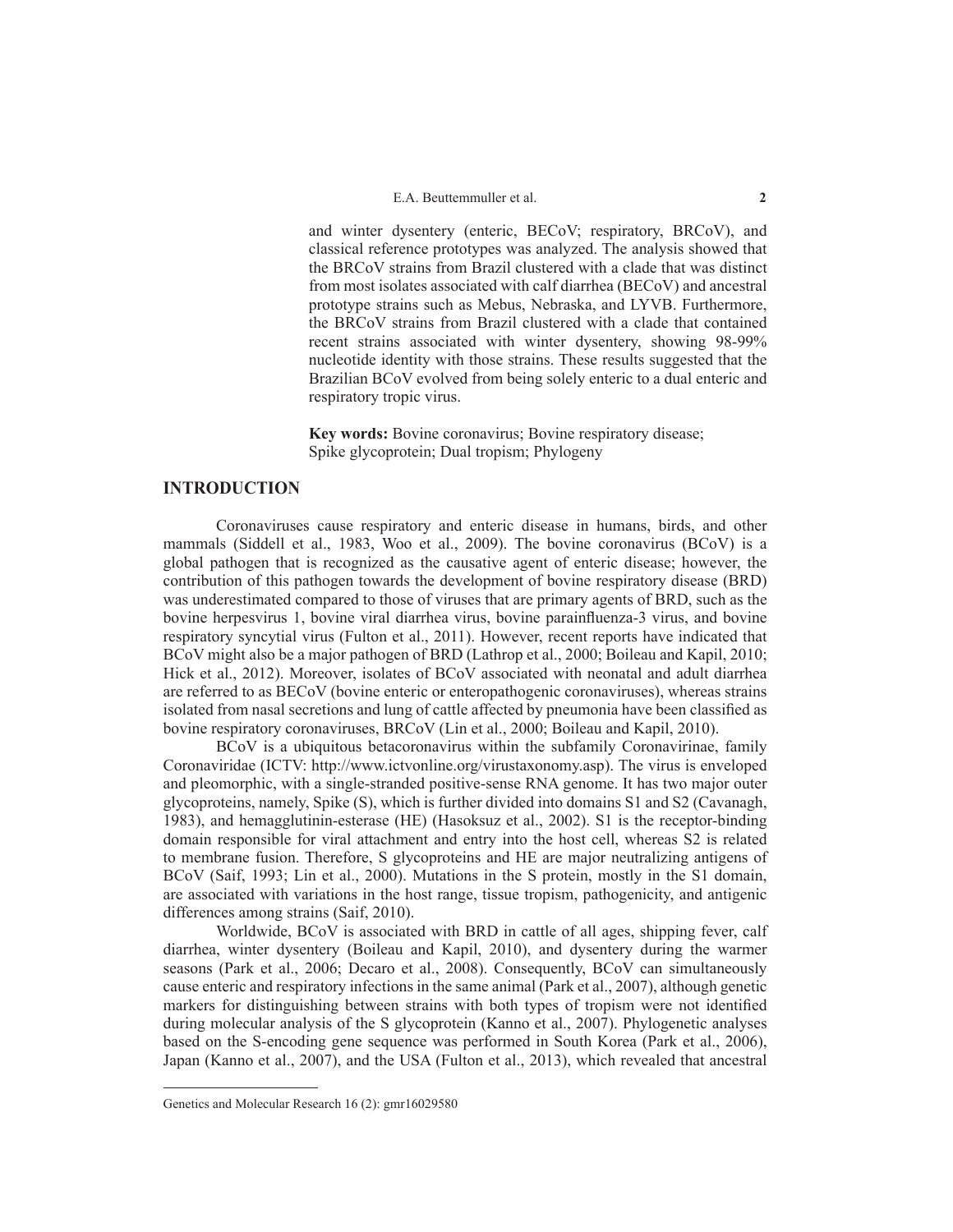and winter dysentery (enteric, BECoV; respiratory, BRCoV), and classical reference prototypes was analyzed. The analysis showed that the BRCoV strains from Brazil clustered with a clade that was distinct from most isolates associated with calf diarrhea (BECoV) and ancestral prototype strains such as Mebus, Nebraska, and LYVB. Furthermore, the BRCoV strains from Brazil clustered with a clade that contained recent strains associated with winter dysentery, showing 98-99% nucleotide identity with those strains. These results suggested that the Brazilian BCoV evolved from being solely enteric to a dual enteric and respiratory tropic virus.

**Key words:** Bovine coronavirus; Bovine respiratory disease; Spike glycoprotein; Dual tropism; Phylogeny

## INTRODUCTION

Coronaviruses cause respiratory and enteric disease in humans, birds, and other mammals (Siddell et al., 1983, Woo et al., 2009). The bovine coronavirus (BCoV) is a global pathogen that is recognized as the causative agent of enteric disease; however, the contribution of this pathogen towards the development of bovine respiratory disease (BRD) was underestimated compared to those of viruses that are primary agents of BRD, such as the bovine herpesvirus 1, bovine viral diarrhea virus, bovine parainfluenza-3 virus, and bovine respiratory syncytial virus (Fulton et al., 2011). However, recent reports have indicated that BCoV might also be a major pathogen of BRD (Lathrop et al., 2000; Boileau and Kapil, 2010; Hick et al., 2012). Moreover, isolates of BCoV associated with neonatal and adult diarrhea are referred to as BECoV (bovine enteric or enteropathogenic coronaviruses), whereas strains isolated from nasal secretions and lung of cattle affected by pneumonia have been classified as bovine respiratory coronaviruses, BRCoV (Lin et al., 2000; Boileau and Kapil, 2010).

BCoV is a ubiquitous betacoronavirus within the subfamily Coronavirinae, family Coronaviridae (ICTV: http://www.ictvonline.org/virustaxonomy.asp). The virus is enveloped and pleomorphic, with a single-stranded positive-sense RNA genome. It has two major outer glycoproteins, namely, Spike (S), which is further divided into domains S1 and S2 (Cavanagh, 1983), and hemagglutinin-esterase (HE) (Hasoksuz et al., 2002). S1 is the receptor-binding domain responsible for viral attachment and entry into the host cell, whereas S2 is related to membrane fusion. Therefore, S glycoproteins and HE are major neutralizing antigens of BCoV (Saif, 1993; Lin et al., 2000). Mutations in the S protein, mostly in the S1 domain, are associated with variations in the host range, tissue tropism, pathogenicity, and antigenic differences among strains (Saif, 2010).

Worldwide, BCoV is associated with BRD in cattle of all ages, shipping fever, calf diarrhea, winter dysentery (Boileau and Kapil, 2010), and dysentery during the warmer seasons (Park et al., 2006; Decaro et al., 2008). Consequently, BCoV can simultaneously cause enteric and respiratory infections in the same animal (Park et al., 2007), although genetic markers for distinguishing between strains with both types of tropism were not identified during molecular analysis of the S glycoprotein (Kanno et al., 2007). Phylogenetic analyses based on the S-encoding gene sequence was performed in South Korea (Park et al., 2006), Japan (Kanno et al., 2007), and the USA (Fulton et al., 2013), which revealed that ancestral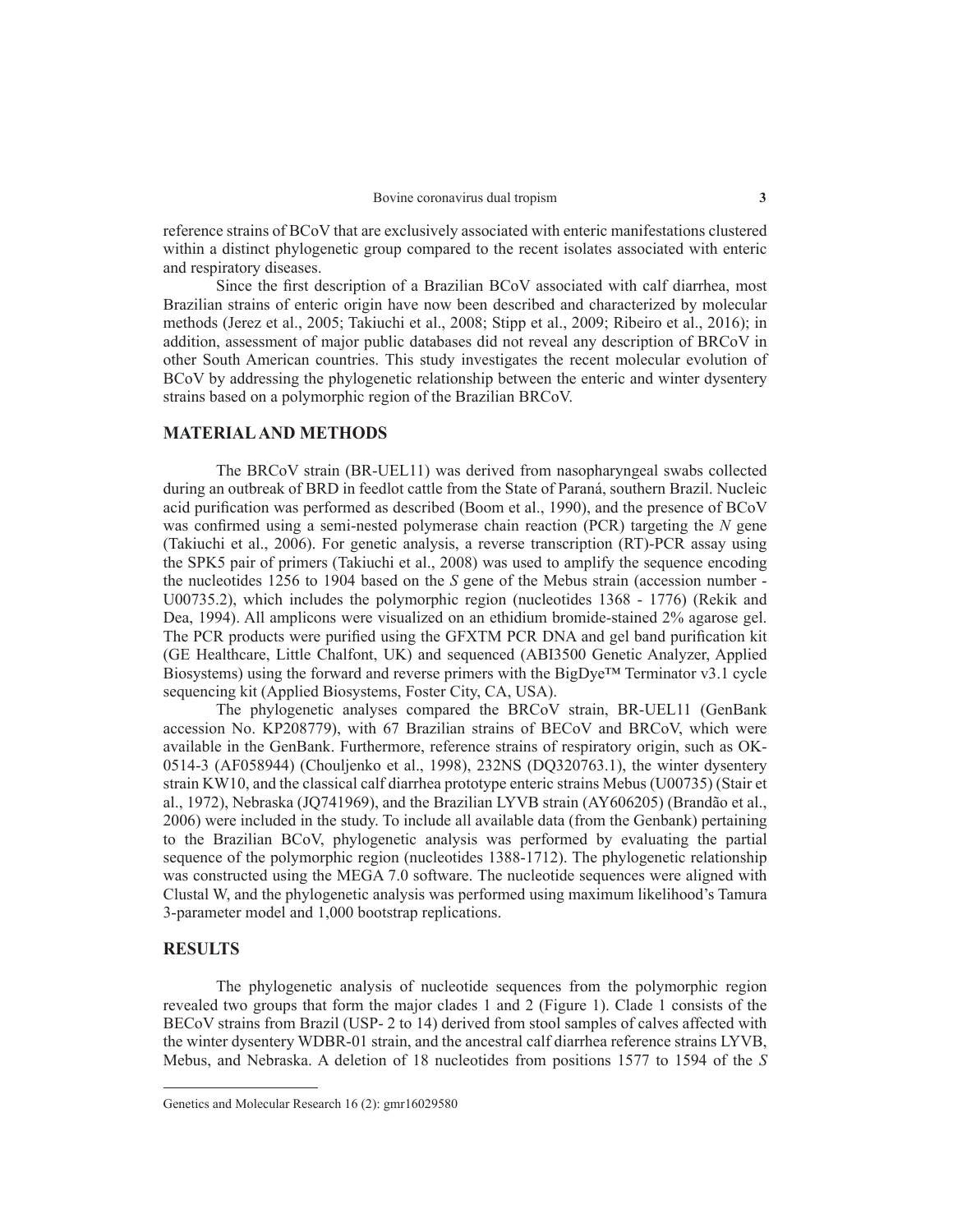reference strains of BCoV that are exclusively associated with enteric manifestations clustered within a distinct phylogenetic group compared to the recent isolates associated with enteric and respiratory diseases.

Since the first description of a Brazilian BCoV associated with calf diarrhea, most Brazilian strains of enteric origin have now been described and characterized by molecular methods (Jerez et al., 2005; Takiuchi et al., 2008; Stipp et al., 2009; Ribeiro et al., 2016); in addition, assessment of major public databases did not reveal any description of BRCoV in other South American countries. This study investigates the recent molecular evolution of BCoV by addressing the phylogenetic relationship between the enteric and winter dysentery strains based on a polymorphic region of the Brazilian BRCoV.

## MATERIAL AND METHODS

The BRCoV strain (BR-UEL11) was derived from nasopharyngeal swabs collected during an outbreak of BRD in feedlot cattle from the State of Paraná, southern Brazil. Nucleic acid purification was performed as described (Boom et al., 1990), and the presence of BCoV was confirmed using a semi-nested polymerase chain reaction (PCR) targeting the *N* gene (Takiuchi et al., 2006). For genetic analysis, a reverse transcription (RT)-PCR assay using the SPK5 pair of primers (Takiuchi et al., 2008) was used to amplify the sequence encoding the nucleotides 1256 to 1904 based on the *S* gene of the Mebus strain (accession number - U00735.2), which includes the polymorphic region (nucleotides 1368 - 1776) (Rekik and Dea, 1994). All amplicons were visualized on an ethidium bromide-stained 2% agarose gel. The PCR products were purified using the GFXTM PCR DNA and gel band purification kit (GE Healthcare, Little Chalfont, UK) and sequenced (ABI3500 Genetic Analyzer, Applied Biosystems) using the forward and reverse primers with the BigDye™ Terminator v3.1 cycle sequencing kit (Applied Biosystems, Foster City, CA, USA).

The phylogenetic analyses compared the BRCoV strain, BR-UEL11 (GenBank accession No. KP208779), with 67 Brazilian strains of BECoV and BRCoV, which were available in the GenBank. Furthermore, reference strains of respiratory origin, such as OK-0514-3 (AF058944) (Chouljenko et al., 1998), 232NS (DQ320763.1), the winter dysentery strain KW10, and the classical calf diarrhea prototype enteric strains Mebus (U00735) (Stair et al., 1972), Nebraska (JQ741969), and the Brazilian LYVB strain (AY606205) (Brandão et al., 2006) were included in the study. To include all available data (from the Genbank) pertaining to the Brazilian BCoV, phylogenetic analysis was performed by evaluating the partial sequence of the polymorphic region (nucleotides 1388-1712). The phylogenetic relationship was constructed using the MEGA 7.0 software. The nucleotide sequences were aligned with Clustal W, and the phylogenetic analysis was performed using maximum likelihood's Tamura 3-parameter model and 1,000 bootstrap replications.

## RESULTS

The phylogenetic analysis of nucleotide sequences from the polymorphic region revealed two groups that form the major clades 1 and 2 (Figure 1). Clade 1 consists of the BECoV strains from Brazil (USP- 2 to 14) derived from stool samples of calves affected with the winter dysentery WDBR-01 strain, and the ancestral calf diarrhea reference strains LYVB, Mebus, and Nebraska. A deletion of 18 nucleotides from positions 1577 to 1594 of the *S*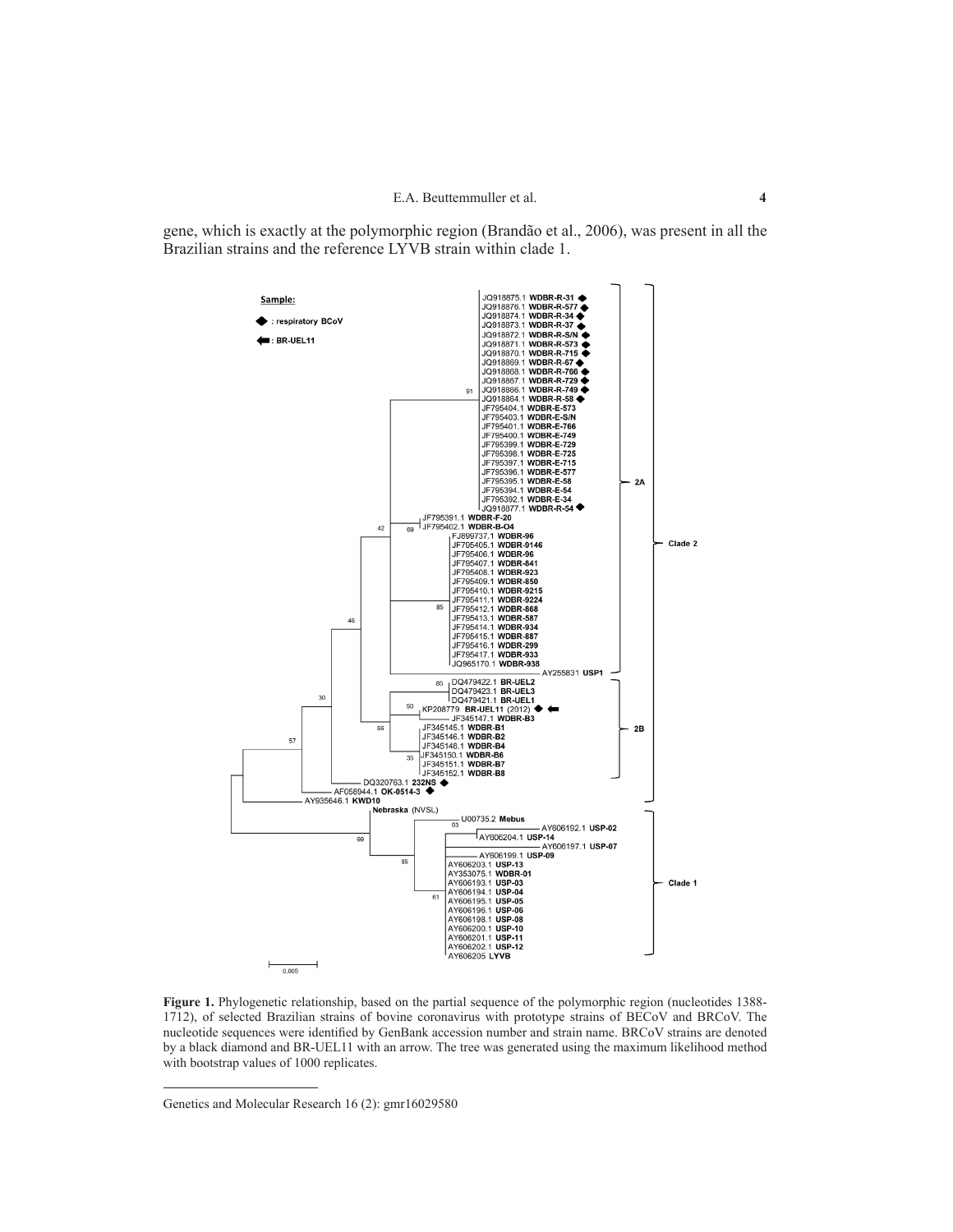gene, which is exactly at the polymorphic region (Brandão et al., 2006), was present in all the Brazilian strains and the reference LYVB strain within clade 1.

**Figure 1.** Phylogenetic relationship, based on the partial sequence of the polymorphic region (nucleotides 1388-1712), of selected Brazilian strains of bovine coronavirus with prototype strains of BECoV and BRCoV. The nucleotide sequences were identified by GenBank accession number and strain name. BRCoV strains are denoted by a black diamond and BR-UEL11 with an arrow. The tree was generated using the maximum likelihood method with bootstrap values of 1000 replicates.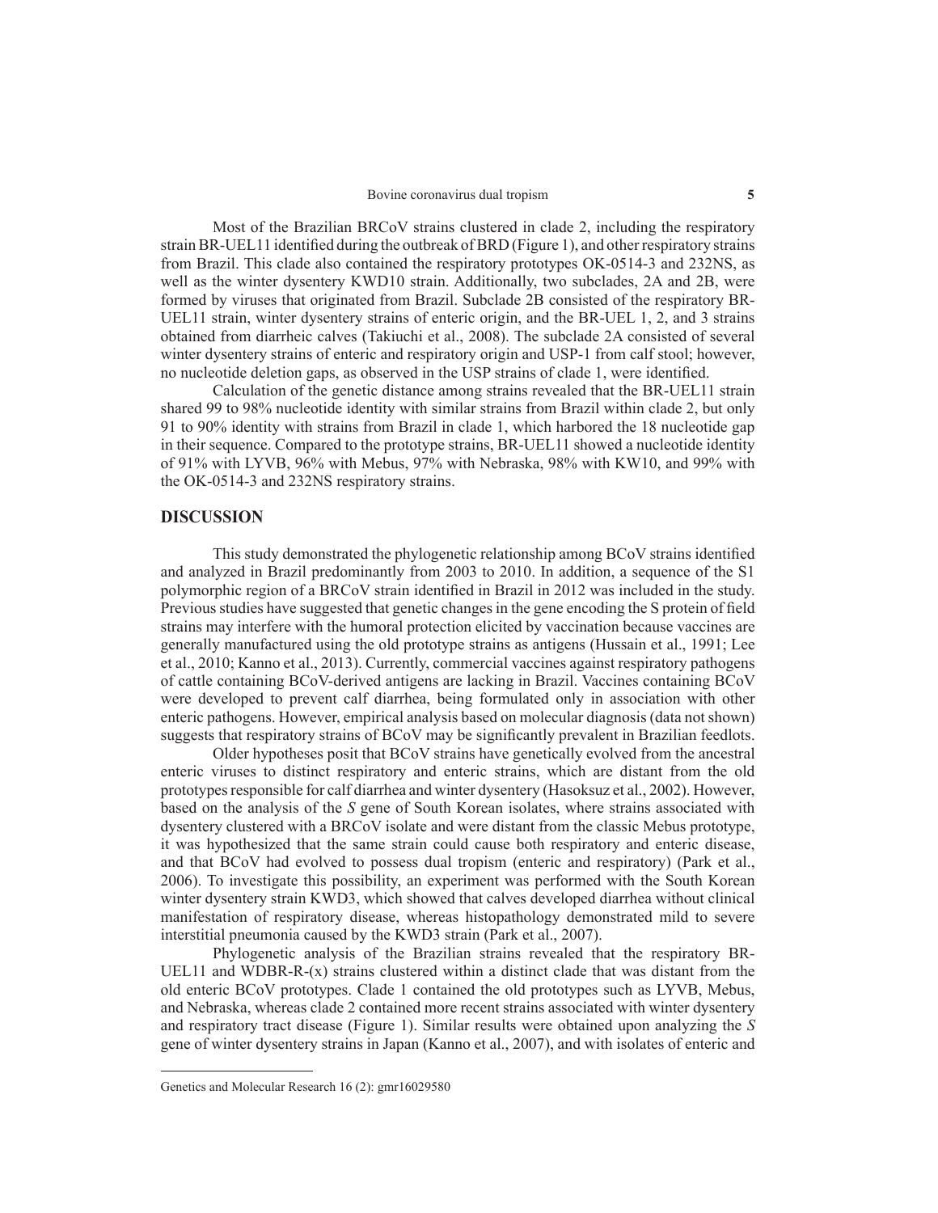Most of the Brazilian BRCoV strains clustered in clade 2, including the respiratory strain BR-UEL11 identified during the outbreak of BRD (Figure 1), and other respiratory strains from Brazil. This clade also contained the respiratory prototypes OK-0514-3 and 232NS, as well as the winter dysentery KWD10 strain. Additionally, two subclades, 2A and 2B, were formed by viruses that originated from Brazil. Subclade 2B consisted of the respiratory BR-UEL11 strain, winter dysentery strains of enteric origin, and the BR-UEL 1, 2, and 3 strains obtained from diarrheic calves (Takiuchi et al., 2008). The subclade 2A consisted of several winter dysentery strains of enteric and respiratory origin and USP-1 from calf stool; however, no nucleotide deletion gaps, as observed in the USP strains of clade 1, were identified.

Calculation of the genetic distance among strains revealed that the BR-UEL11 strain shared 99 to 98% nucleotide identity with similar strains from Brazil within clade 2, but only 91 to 90% identity with strains from Brazil in clade 1, which harbored the 18 nucleotide gap in their sequence. Compared to the prototype strains, BR-UEL11 showed a nucleotide identity of 91% with LYVB, 96% with Mebus, 97% with Nebraska, 98% with KW10, and 99% with the OK-0514-3 and 232NS respiratory strains.

## DISCUSSION

This study demonstrated the phylogenetic relationship among BCoV strains identified and analyzed in Brazil predominantly from 2003 to 2010. In addition, a sequence of the S1 polymorphic region of a BRCoV strain identified in Brazil in 2012 was included in the study. Previous studies have suggested that genetic changes in the gene encoding the S protein of field strains may interfere with the humoral protection elicited by vaccination because vaccines are generally manufactured using the old prototype strains as antigens (Hussain et al., 1991; Lee et al., 2010; Kanno et al., 2013). Currently, commercial vaccines against respiratory pathogens of cattle containing BCoV-derived antigens are lacking in Brazil. Vaccines containing BCoV were developed to prevent calf diarrhea, being formulated only in association with other enteric pathogens. However, empirical analysis based on molecular diagnosis (data not shown) suggests that respiratory strains of BCoV may be significantly prevalent in Brazilian feedlots.

Older hypotheses posit that BCoV strains have genetically evolved from the ancestral enteric viruses to distinct respiratory and enteric strains, which are distant from the old prototypes responsible for calf diarrhea and winter dysentery (Hasoksuz et al., 2002). However, based on the analysis of the *S* gene of South Korean isolates, where strains associated with dysentery clustered with a BRCoV isolate and were distant from the classic Mebus prototype, it was hypothesized that the same strain could cause both respiratory and enteric disease, and that BCoV had evolved to possess dual tropism (enteric and respiratory) (Park et al., 2006). To investigate this possibility, an experiment was performed with the South Korean winter dysentery strain KWD3, which showed that calves developed diarrhea without clinical manifestation of respiratory disease, whereas histopathology demonstrated mild to severe interstitial pneumonia caused by the KWD3 strain (Park et al., 2007).

Phylogenetic analysis of the Brazilian strains revealed that the respiratory BR-UEL11 and WDBR-R-(x) strains clustered within a distinct clade that was distant from the old enteric BCoV prototypes. Clade 1 contained the old prototypes such as LYVB, Mebus, and Nebraska, whereas clade 2 contained more recent strains associated with winter dysentery and respiratory tract disease (Figure 1). Similar results were obtained upon analyzing the *S* gene of winter dysentery strains in Japan (Kanno et al., 2007), and with isolates of enteric and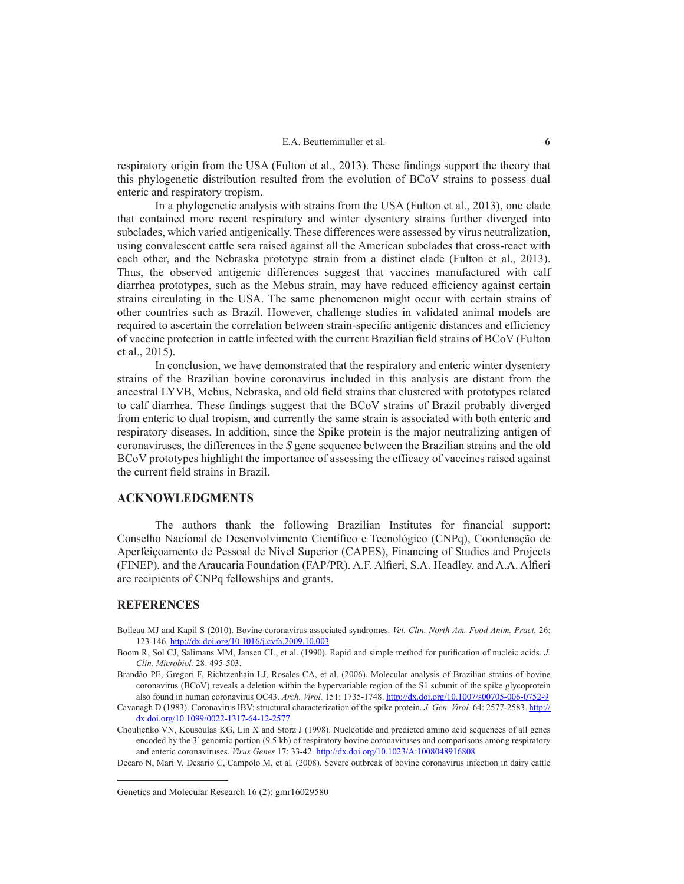respiratory origin from the USA (Fulton et al., 2013). These findings support the theory that this phylogenetic distribution resulted from the evolution of BCoV strains to possess dual enteric and respiratory tropism.

In a phylogenetic analysis with strains from the USA (Fulton et al., 2013), one clade that contained more recent respiratory and winter dysentery strains further diverged into subclades, which varied antigenically. These differences were assessed by virus neutralization, using convalescent cattle sera raised against all the American subclades that cross-react with each other, and the Nebraska prototype strain from a distinct clade (Fulton et al., 2013). Thus, the observed antigenic differences suggest that vaccines manufactured with calf diarrhea prototypes, such as the Mebus strain, may have reduced efficiency against certain strains circulating in the USA. The same phenomenon might occur with certain strains of other countries such as Brazil. However, challenge studies in validated animal models are required to ascertain the correlation between strain-specific antigenic distances and efficiency of vaccine protection in cattle infected with the current Brazilian field strains of BCoV (Fulton et al., 2015).

In conclusion, we have demonstrated that the respiratory and enteric winter dysentery strains of the Brazilian bovine coronavirus included in this analysis are distant from the ancestral LYVB, Mebus, Nebraska, and old field strains that clustered with prototypes related to calf diarrhea. These findings suggest that the BCoV strains of Brazil probably diverged from enteric to dual tropism, and currently the same strain is associated with both enteric and respiratory diseases. In addition, since the Spike protein is the major neutralizing antigen of coronaviruses, the differences in the *S* gene sequence between the Brazilian strains and the old BCoV prototypes highlight the importance of assessing the efficacy of vaccines raised against the current field strains in Brazil.

## ACKNOWLEDGMENTS

The authors thank the following Brazilian Institutes for financial support: Conselho Nacional de Desenvolvimento Científico e Tecnológico (CNPq), Coordenação de Aperfeiçoamento de Pessoal de Nível Superior (CAPES), Financing of Studies and Projects (FINEP), and the Araucaria Foundation (FAP/PR). A.F. Alfieri, S.A. Headley, and A.A. Alfieri are recipients of CNPq fellowships and grants.

## REFERENCES

Boileau MJ and Kapil S (2010). Bovine coronavirus associated syndromes. *Vet. Clin. North Am. Food Anim. Pract.* 26: 123-146. http://dx.doi.org/10.1016/j.cvfa.2009.10.003

Boom R, Sol CJ, Salimans MM, Jansen CL, et al. (1990). Rapid and simple method for purification of nucleic acids. *J. Clin. Microbiol.* 28: 495-503.

Brandão PE, Gregori F, Richtzenhain LJ, Rosales CA, et al. (2006). Molecular analysis of Brazilian strains of bovine coronavirus (BCoV) reveals a deletion within the hypervariable region of the S1 subunit of the spike glycoprotein also found in human coronavirus OC43. *Arch. Virol.* 151: 1735-1748. http://dx.doi.org/10.1007/s00705-006-0752-9

Cavanagh D (1983). Coronavirus IBV: structural characterization of the spike protein. *J. Gen. Virol.* 64: 2577-2583. http://dx.doi.org/10.1099/0022-1317-64-12-2577

Chouljenko VN, Kousoulas KG, Lin X and Storz J (1998). Nucleotide and predicted amino acid sequences of all genes encoded by the 3′ genomic portion (9.5 kb) of respiratory bovine coronaviruses and comparisons among respiratory and enteric coronaviruses. *Virus Genes* 17: 33-42. http://dx.doi.org/10.1023/A:1008048916808

Decaro N, Mari V, Desario C, Campolo M, et al. (2008). Severe outbreak of bovine coronavirus infection in dairy cattle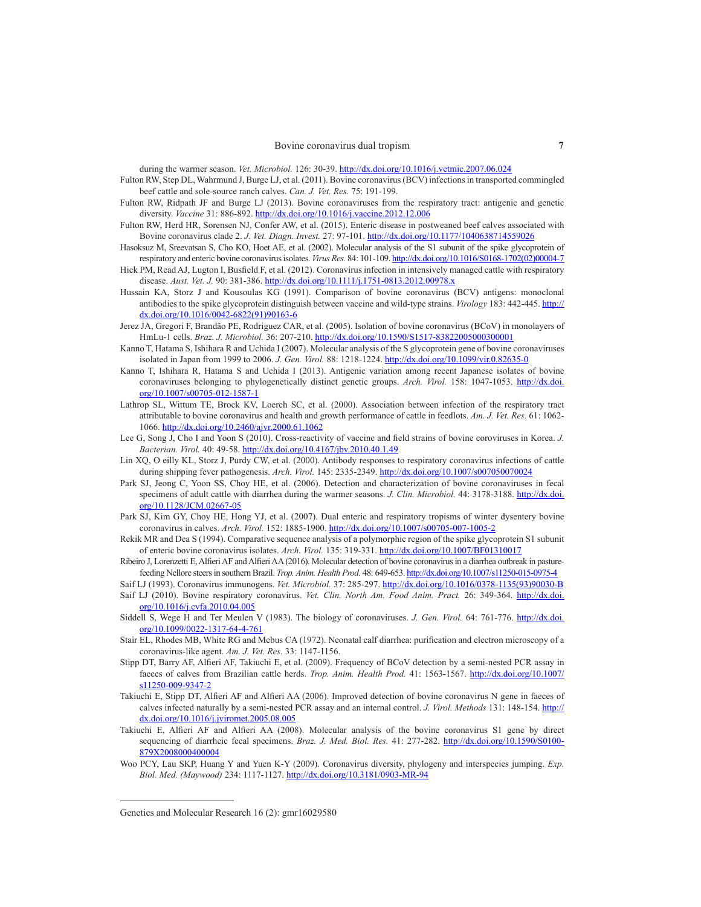during the warmer season. *Vet. Microbiol.* 126: 30-39. http://dx.doi.org/10.1016/j.vetmic.2007.06.024

Fulton RW, Step DL, Wahrmund J, Burge LJ, et al. (2011). Bovine coronavirus (BCV) infections in transported commingled beef cattle and sole-source ranch calves. *Can. J. Vet. Res.* 75: 191-199.

Fulton RW, Ridpath JF and Burge LJ (2013). Bovine coronaviruses from the respiratory tract: antigenic and genetic diversity. *Vaccine* 31: 886-892. http://dx.doi.org/10.1016/j.vaccine.2012.12.006

Fulton RW, Herd HR, Sorensen NJ, Confer AW, et al. (2015). Enteric disease in postweaned beef calves associated with Bovine coronavirus clade 2. *J. Vet. Diagn. Invest.* 27: 97-101. http://dx.doi.org/10.1177/1040638714559026

Hasoksuz M, Sreevatsan S, Cho KO, Hoet AE, et al. (2002). Molecular analysis of the S1 subunit of the spike glycoprotein of respiratory and enteric bovine coronavirus isolates. *Virus Res.* 84: 101-109. http://dx.doi.org/10.1016/S0168-1702(02)00004-7

Hick PM, Read AJ, Lugton I, Busfield F, et al. (2012). Coronavirus infection in intensively managed cattle with respiratory disease. *Aust. Vet. J.* 90: 381-386. http://dx.doi.org/10.1111/j.1751-0813.2012.00978.x

Hussain KA, Storz J and Kousoulas KG (1991). Comparison of bovine coronavirus (BCV) antigens: monoclonal antibodies to the spike glycoprotein distinguish between vaccine and wild-type strains. *Virology* 183: 442-445. http://dx.doi.org/10.1016/0042-6822(91)90163-6

Jerez JA, Gregori F, Brandão PE, Rodriguez CAR, et al. (2005). Isolation of bovine coronavirus (BCoV) in monolayers of HmLu-1 cells. *Braz. J. Microbiol.* 36: 207-210. http://dx.doi.org/10.1590/S1517-83822005000300001

Kanno T, Hatama S, Ishihara R and Uchida I (2007). Molecular analysis of the S glycoprotein gene of bovine coronaviruses isolated in Japan from 1999 to 2006. *J. Gen. Virol.* 88: 1218-1224. http://dx.doi.org/10.1099/vir.0.82635-0

Kanno T, Ishihara R, Hatama S and Uchida I (2013). Antigenic variation among recent Japanese isolates of bovine coronaviruses belonging to phylogenetically distinct genetic groups. *Arch. Virol.* 158: 1047-1053. http://dx.doi.org/10.1007/s00705-012-1587-1

Lathrop SL, Wittum TE, Brock KV, Loerch SC, et al. (2000). Association between infection of the respiratory tract attributable to bovine coronavirus and health and growth performance of cattle in feedlots. *Am. J. Vet. Res.* 61: 1062-1066. http://dx.doi.org/10.2460/ajvr.2000.61.1062

Lee G, Song J, Cho I and Yoon S (2010). Cross-reactivity of vaccine and field strains of bovine coroviruses in Korea. *J. Bacterian. Virol.* 40: 49-58. http://dx.doi.org/10.4167/jbv.2010.40.1.49

Lin XQ, O eilly KL, Storz J, Purdy CW, et al. (2000). Antibody responses to respiratory coronavirus infections of cattle during shipping fever pathogenesis. *Arch. Virol.* 145: 2335-2349. http://dx.doi.org/10.1007/s007050070024

Park SJ, Jeong C, Yoon SS, Choy HE, et al. (2006). Detection and characterization of bovine coronaviruses in fecal specimens of adult cattle with diarrhea during the warmer seasons. *J. Clin. Microbiol.* 44: 3178-3188. http://dx.doi.org/10.1128/JCM.02667-05

Park SJ, Kim GY, Choy HE, Hong YJ, et al. (2007). Dual enteric and respiratory tropisms of winter dysentery bovine coronavirus in calves. *Arch. Virol.* 152: 1885-1900. http://dx.doi.org/10.1007/s00705-007-1005-2

Rekik MR and Dea S (1994). Comparative sequence analysis of a polymorphic region of the spike glycoprotein S1 subunit of enteric bovine coronavirus isolates. *Arch. Virol.* 135: 319-331. http://dx.doi.org/10.1007/BF01310017

Ribeiro J, Lorenzetti E, Alfieri AF and Alfieri AA (2016). Molecular detection of bovine coronavirus in a diarrhea outbreak in pasture-feeding Nellore steers in southern Brazil. *Trop. Anim. Health Prod.* 48: 649-653. http://dx.doi.org/10.1007/s11250-015-0975-4

Saif LJ (1993). Coronavirus immunogens. *Vet. Microbiol.* 37: 285-297. http://dx.doi.org/10.1016/0378-1135(93)90030-B

Saif LJ (2010). Bovine respiratory coronavirus. *Vet. Clin. North Am. Food Anim. Pract.* 26: 349-364. http://dx.doi.org/10.1016/j.cvfa.2010.04.005

Siddell S, Wege H and Ter Meulen V (1983). The biology of coronaviruses. *J. Gen. Virol.* 64: 761-776. http://dx.doi.org/10.1099/0022-1317-64-4-761

Stair EL, Rhodes MB, White RG and Mebus CA (1972). Neonatal calf diarrhea: purification and electron microscopy of a coronavirus-like agent. *Am. J. Vet. Res.* 33: 1147-1156.

Stipp DT, Barry AF, Alfieri AF, Takiuchi E, et al. (2009). Frequency of BCoV detection by a semi-nested PCR assay in faeces of calves from Brazilian cattle herds. *Trop. Anim. Health Prod.* 41: 1563-1567. http://dx.doi.org/10.1007/s11250-009-9347-2

Takiuchi E, Stipp DT, Alfieri AF and Alfieri AA (2006). Improved detection of bovine coronavirus N gene in faeces of calves infected naturally by a semi-nested PCR assay and an internal control. *J. Virol. Methods* 131: 148-154. http://dx.doi.org/10.1016/j.jviromet.2005.08.005

Takiuchi E, Alfieri AF and Alfieri AA (2008). Molecular analysis of the bovine coronavirus S1 gene by direct sequencing of diarrheic fecal specimens. *Braz. J. Med. Biol. Res.* 41: 277-282. http://dx.doi.org/10.1590/S0100-879X2008000400004

Woo PCY, Lau SKP, Huang Y and Yuen K-Y (2009). Coronavirus diversity, phylogeny and interspecies jumping. *Exp. Biol. Med. (Maywood)* 234: 1117-1127. http://dx.doi.org/10.3181/0903-MR-94